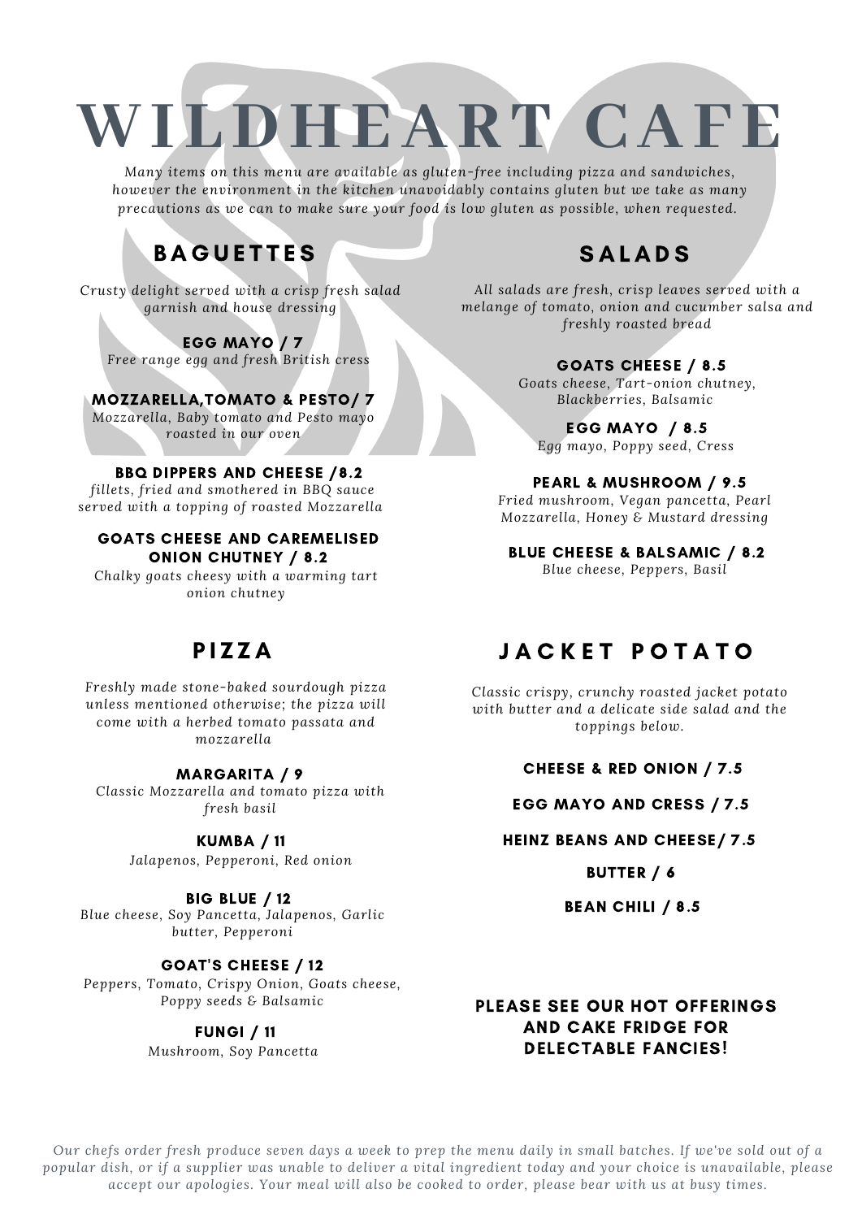# WILDHEART CAFE

*Many items on this menu are available as gluten-free including pizza and sandwiches, however the environment in the kitchen unavoidably contains gluten but we take as many precautions as we can to make sure your food is low gluten as possible, when requested.*

## BAGUETTES

*Crusty delight served with a crisp fresh salad garnish and house dressing*

**EGG MAYO / 7**
*Free range egg and fresh British cress*

**MOZZARELLA,TOMATO & PESTO/ 7**
*Mozzarella, Baby tomato and Pesto mayo roasted in our oven*

**BBQ DIPPERS AND CHEESE /8.2**
*fillets, fried and smothered in BBQ sauce served with a topping of roasted Mozzarella*

**GOATS CHEESE AND CAREMELISED ONION CHUTNEY / 8.2**
*Chalky goats cheesy with a warming tart onion chutney*

## SALADS

*All salads are fresh, crisp leaves served with a melange of tomato, onion and cucumber salsa and freshly roasted bread*

**GOATS CHEESE / 8.5**
*Goats cheese, Tart-onion chutney, Blackberries, Balsamic*

**EGG MAYO / 8.5**
*Egg mayo, Poppy seed, Cress*

**PEARL & MUSHROOM / 9.5**
*Fried mushroom, Vegan pancetta, Pearl Mozzarella, Honey & Mustard dressing*

**BLUE CHEESE & BALSAMIC / 8.2**
*Blue cheese, Peppers, Basil*

## PIZZA

*Freshly made stone-baked sourdough pizza unless mentioned otherwise; the pizza will come with a herbed tomato passata and mozzarella*

**MARGARITA / 9**
*Classic Mozzarella and tomato pizza with fresh basil*

**KUMBA / 11**
*Jalapenos, Pepperoni, Red onion*

**BIG BLUE / 12**
*Blue cheese, Soy Pancetta, Jalapenos, Garlic butter, Pepperoni*

**GOAT'S CHEESE / 12**
*Peppers, Tomato, Crispy Onion, Goats cheese, Poppy seeds & Balsamic*

**FUNGI / 11**
*Mushroom, Soy Pancetta*

## JACKET POTATO

*Classic crispy, crunchy roasted jacket potato with butter and a delicate side salad and the toppings below.*

**CHEESE & RED ONION / 7.5**

**EGG MAYO AND CRESS / 7.5**

**HEINZ BEANS AND CHEESE/ 7.5**

**BUTTER / 6**

**BEAN CHILI / 8.5**

**PLEASE SEE OUR HOT OFFERINGS AND CAKE FRIDGE FOR DELECTABLE FANCIES!**

*Our chefs order fresh produce seven days a week to prep the menu daily in small batches. If we've sold out of a popular dish, or if a supplier was unable to deliver a vital ingredient today and your choice is unavailable, please accept our apologies. Your meal will also be cooked to order, please bear with us at busy times.*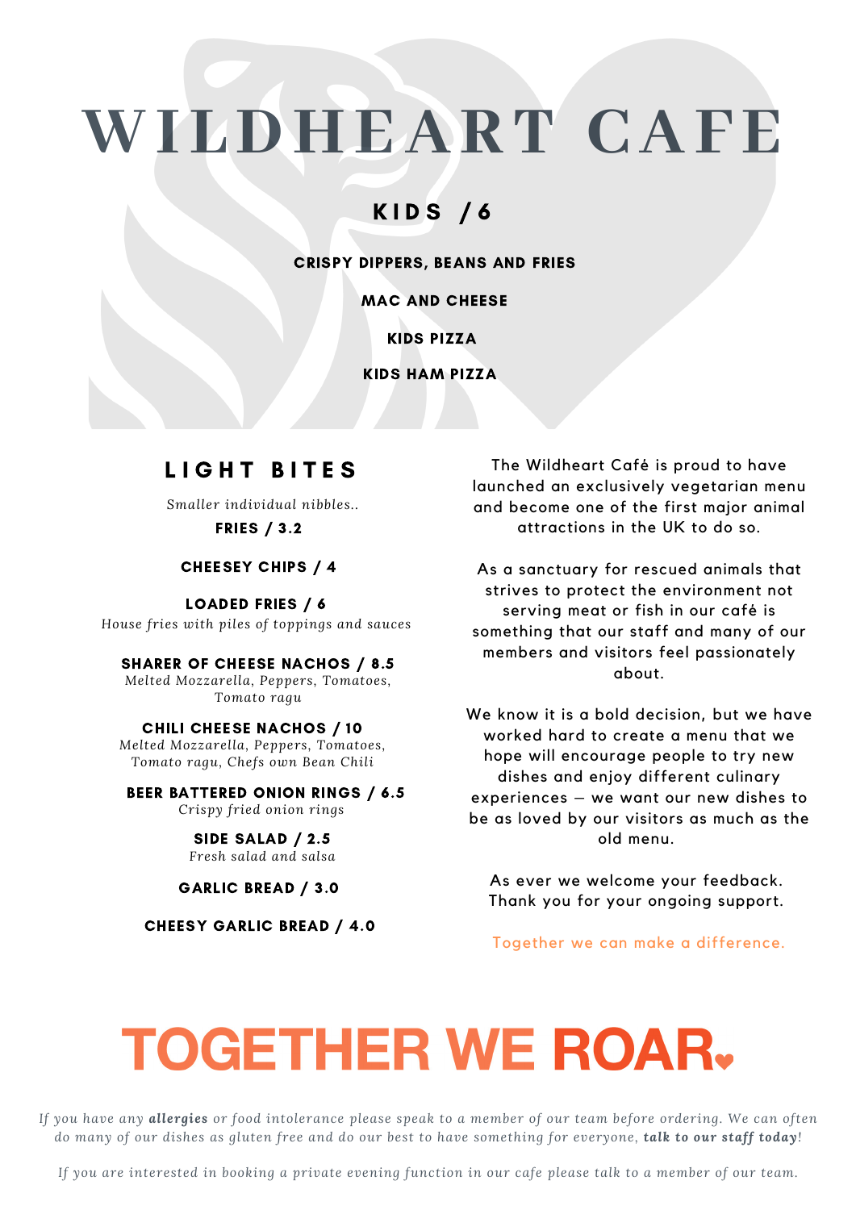# WILDHEART CAFE

## KIDS / 6

CRISPY DIPPERS, BEANS AND FRIES

MAC AND CHEESE

KIDS PIZZA

KIDS HAM PIZZA

## LIGHT BITES

*Smaller individual nibbles..*

**FRIES / 3.2**

**CHEESEY CHIPS / 4**

**LOADED FRIES / 6**
*House fries with piles of toppings and sauces*

**SHARER OF CHEESE NACHOS / 8.5**
*Melted Mozzarella, Peppers, Tomatoes, Tomato ragu*

**CHILI CHEESE NACHOS / 10**
*Melted Mozzarella, Peppers, Tomatoes, Tomato ragu, Chefs own Bean Chili*

**BEER BATTERED ONION RINGS / 6.5**
*Crispy fried onion rings*

**SIDE SALAD / 2.5**
*Fresh salad and salsa*

**GARLIC BREAD / 3.0**

**CHEESY GARLIC BREAD / 4.0**

The Wildheart Café is proud to have launched an exclusively vegetarian menu and become one of the first major animal attractions in the UK to do so.

As a sanctuary for rescued animals that strives to protect the environment not serving meat or fish in our café is something that our staff and many of our members and visitors feel passionately about.

We know it is a bold decision, but we have worked hard to create a menu that we hope will encourage people to try new dishes and enjoy different culinary experiences – we want our new dishes to be as loved by our visitors as much as the old menu.

As ever we welcome your feedback. Thank you for your ongoing support.

Together we can make a difference.

# TOGETHER WE ROAR

*If you have any **allergies** or food intolerance please speak to a member of our team before ordering. We can often do many of our dishes as gluten free and do our best to have something for everyone, **talk to our staff today**!*

*If you are interested in booking a private evening function in our cafe please talk to a member of our team.*